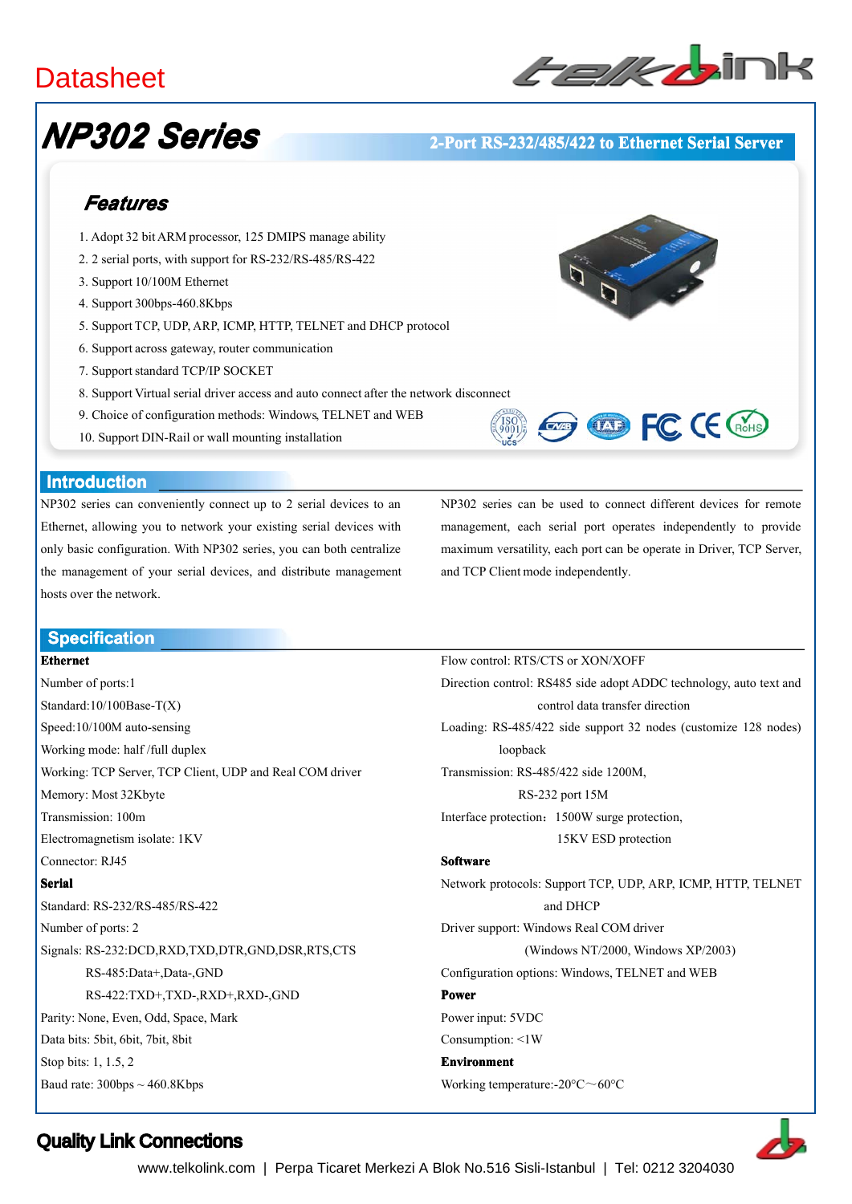Datasheet

# NP302 Series

**2-Port RS-232/485/422 to Ethernet Serial Server**

## Features

1. Adopt 32 bit ARM processor, 125 DMIPS manage ability
2. 2 serial ports, with support for RS-232/RS-485/RS-422
3. Support 10/100M Ethernet
4. Support 300bps-460.8Kbps
5. Support TCP, UDP, ARP, ICMP, HTTP, TELNET and DHCP protocol
6. Support across gateway, router communication
7. Support standard TCP/IP SOCKET
8. Support Virtual serial driver access and auto connect after the network disconnect
9. Choice of configuration methods: Windows, TELNET and WEB
10. Support DIN-Rail or wall mounting installation

## Introduction

NP302 series can conveniently connect up to 2 serial devices to an Ethernet, allowing you to network your existing serial devices with only basic configuration. With NP302 series, you can both centralize the management of your serial devices, and distribute management hosts over the network.

NP302 series can be used to connect different devices for remote management, each serial port operates independently to provide maximum versatility, each port can be operate in Driver, TCP Server, and TCP Client mode independently.

## Specification

**Ethernet**

Number of ports:1
Standard:10/100Base-T(X)
Speed:10/100M auto-sensing
Working mode: half /full duplex
Working: TCP Server, TCP Client, UDP and Real COM driver
Memory: Most 32Kbyte
Transmission: 100m
Electromagnetism isolate: 1KV
Connector: RJ45

**Serial**

Standard: RS-232/RS-485/RS-422
Number of ports: 2
Signals: RS-232:DCD,RXD,TXD,DTR,GND,DSR,RTS,CTS
RS-485:Data+,Data-,GND
RS-422:TXD+,TXD-,RXD+,RXD-,GND
Parity: None, Even, Odd, Space, Mark
Data bits: 5bit, 6bit, 7bit, 8bit
Stop bits: 1, 1.5, 2
Baud rate: 300bps ~ 460.8Kbps
Flow control: RTS/CTS or XON/XOFF
Direction control: RS485 side adopt ADDC technology, auto text and control data transfer direction
Loading: RS-485/422 side support 32 nodes (customize 128 nodes) loopback
Transmission: RS-485/422 side 1200M,
RS-232 port 15M
Interface protection：1500W surge protection,
15KV ESD protection

**Software**

Network protocols: Support TCP, UDP, ARP, ICMP, HTTP, TELNET and DHCP
Driver support: Windows Real COM driver
(Windows NT/2000, Windows XP/2003)
Configuration options: Windows, TELNET and WEB

**Power**

Power input: 5VDC
Consumption: <1W

**Environment**

Working temperature:-20°C～60°C

**Quality Link Connections**

www.telkolink.com | Perpa Ticaret Merkezi A Blok No.516 Sisli-Istanbul | Tel: 0212 3204030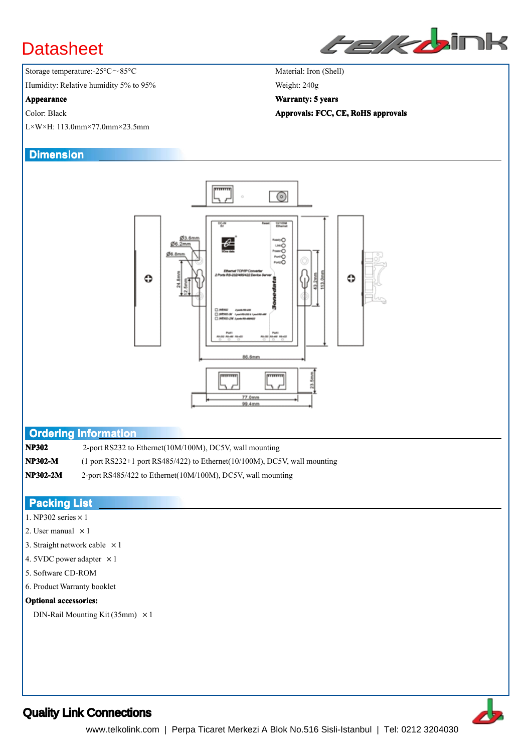# Datasheet

Storage temperature:-25°C～85°C

Humidity: Relative humidity 5% to 95%

**Appearance**

Color: Black

L×W×H: 113.0mm×77.0mm×23.5mm

Material: Iron (Shell)

Weight: 240g

**Warranty: 5 years**

**Approvals: FCC, CE, RoHS approvals**

## Dimension

Ø3.6mm
Ø6.2mm
Ø6.8mm
24.8mm
12.5mm
43.2mm
113.0mm
86.6mm
23.5mm
77.0mm
99.4mm

## Ordering Information

**NP302** 2-port RS232 to Ethernet(10M/100M), DC5V, wall mounting

**NP302-M** (1 port RS232+1 port RS485/422) to Ethernet(10/100M), DC5V, wall mounting

**NP302-2M** 2-port RS485/422 to Ethernet(10M/100M), DC5V, wall mounting

## Packing List

1. NP302 series × 1
2. User manual × 1
3. Straight network cable × 1
4. 5VDC power adapter × 1
5. Software CD-ROM
6. Product Warranty booklet

**Optional accessories:**

DIN-Rail Mounting Kit (35mm) × 1

**Quality Link Connections**

www.telkolink.com | Perpa Ticaret Merkezi A Blok No.516 Sisli-Istanbul | Tel: 0212 3204030